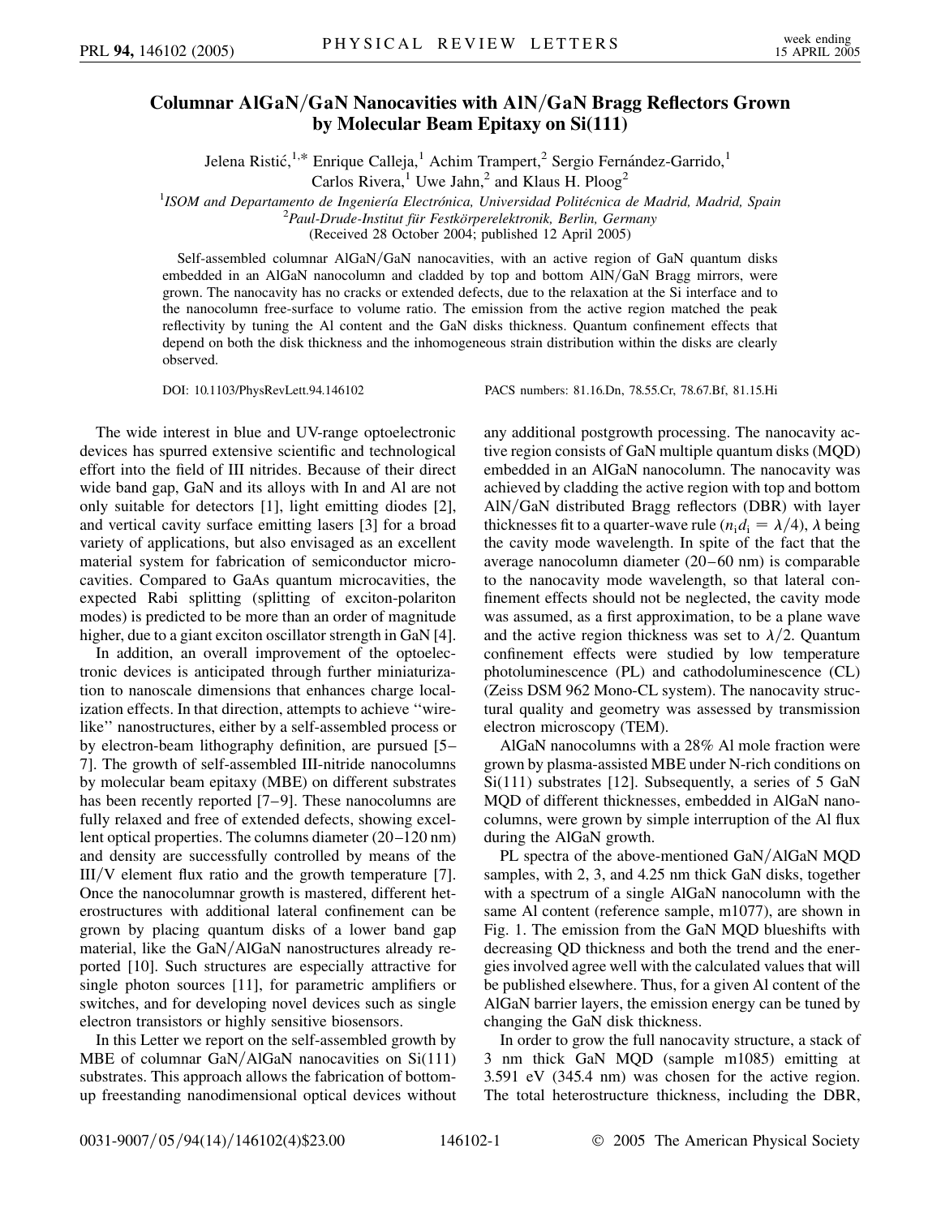# Columnar AlGaN/GaN Nanocavities with AlN/GaN Bragg Reflectors Grown by Molecular Beam Epitaxy on Si(111)

Jelena Ristić,[1,*] Enrique Calleja,[1] Achim Trampert,[2] Sergio Fernández-Garrido,[1] Carlos Rivera,[1] Uwe Jahn,[2] and Klaus H. Ploog[2]

[1] *ISOM and Departamento de Ingeniería Electrónica, Universidad Politécnica de Madrid, Madrid, Spain*
[2] *Paul-Drude-Institut für Festkörperelektronik, Berlin, Germany*
(Received 28 October 2004; published 12 April 2005)

Self-assembled columnar AlGaN/GaN nanocavities, with an active region of GaN quantum disks embedded in an AlGaN nanocolumn and cladded by top and bottom AlN/GaN Bragg mirrors, were grown. The nanocavity has no cracks or extended defects, due to the relaxation at the Si interface and to the nanocolumn free-surface to volume ratio. The emission from the active region matched the peak reflectivity by tuning the Al content and the GaN disks thickness. Quantum confinement effects that depend on both the disk thickness and the inhomogeneous strain distribution within the disks are clearly observed.

DOI: 10.1103/PhysRevLett.94.146102 PACS numbers: 81.16.Dn, 78.55.Cr, 78.67.Bf, 81.15.Hi

The wide interest in blue and UV-range optoelectronic devices has spurred extensive scientific and technological effort into the field of III nitrides. Because of their direct wide band gap, GaN and its alloys with In and Al are not only suitable for detectors [1], light emitting diodes [2], and vertical cavity surface emitting lasers [3] for a broad variety of applications, but also envisaged as an excellent material system for fabrication of semiconductor microcavities. Compared to GaAs quantum microcavities, the expected Rabi splitting (splitting of exciton-polariton modes) is predicted to be more than an order of magnitude higher, due to a giant exciton oscillator strength in GaN [4].

In addition, an overall improvement of the optoelectronic devices is anticipated through further miniaturization to nanoscale dimensions that enhances charge localization effects. In that direction, attempts to achieve "wire-like" nanostructures, either by a self-assembled process or by electron-beam lithography definition, are pursued [5–7]. The growth of self-assembled III-nitride nanocolumns by molecular beam epitaxy (MBE) on different substrates has been recently reported [7–9]. These nanocolumns are fully relaxed and free of extended defects, showing excellent optical properties. The columns diameter (20–120 nm) and density are successfully controlled by means of the III/V element flux ratio and the growth temperature [7]. Once the nanocolumnar growth is mastered, different heterostructures with additional lateral confinement can be grown by placing quantum disks of a lower band gap material, like the GaN/AlGaN nanostructures already reported [10]. Such structures are especially attractive for single photon sources [11], for parametric amplifiers or switches, and for developing novel devices such as single electron transistors or highly sensitive biosensors.

In this Letter we report on the self-assembled growth by MBE of columnar GaN/AlGaN nanocavities on Si(111) substrates. This approach allows the fabrication of bottom-up freestanding nanodimensional optical devices without any additional postgrowth processing. The nanocavity active region consists of GaN multiple quantum disks (MQD) embedded in an AlGaN nanocolumn. The nanocavity was achieved by cladding the active region with top and bottom AlN/GaN distributed Bragg reflectors (DBR) with layer thicknesses fit to a quarter-wave rule ($n_i d_i = \lambda/4$), $\lambda$ being the cavity mode wavelength. In spite of the fact that the average nanocolumn diameter (20–60 nm) is comparable to the nanocavity mode wavelength, so that lateral confinement effects should not be neglected, the cavity mode was assumed, as a first approximation, to be a plane wave and the active region thickness was set to $\lambda/2$. Quantum confinement effects were studied by low temperature photoluminescence (PL) and cathodoluminescence (CL) (Zeiss DSM 962 Mono-CL system). The nanocavity structural quality and geometry was assessed by transmission electron microscopy (TEM).

AlGaN nanocolumns with a 28% Al mole fraction were grown by plasma-assisted MBE under N-rich conditions on Si(111) substrates [12]. Subsequently, a series of 5 GaN MQD of different thicknesses, embedded in AlGaN nanocolumns, were grown by simple interruption of the Al flux during the AlGaN growth.

PL spectra of the above-mentioned GaN/AlGaN MQD samples, with 2, 3, and 4.25 nm thick GaN disks, together with a spectrum of a single AlGaN nanocolumn with the same Al content (reference sample, m1077), are shown in Fig. 1. The emission from the GaN MQD blueshifts with decreasing QD thickness and both the trend and the energies involved agree well with the calculated values that will be published elsewhere. Thus, for a given Al content of the AlGaN barrier layers, the emission energy can be tuned by changing the GaN disk thickness.

In order to grow the full nanocavity structure, a stack of 3 nm thick GaN MQD (sample m1085) emitting at 3.591 eV (345.4 nm) was chosen for the active region. The total heterostructure thickness, including the DBR,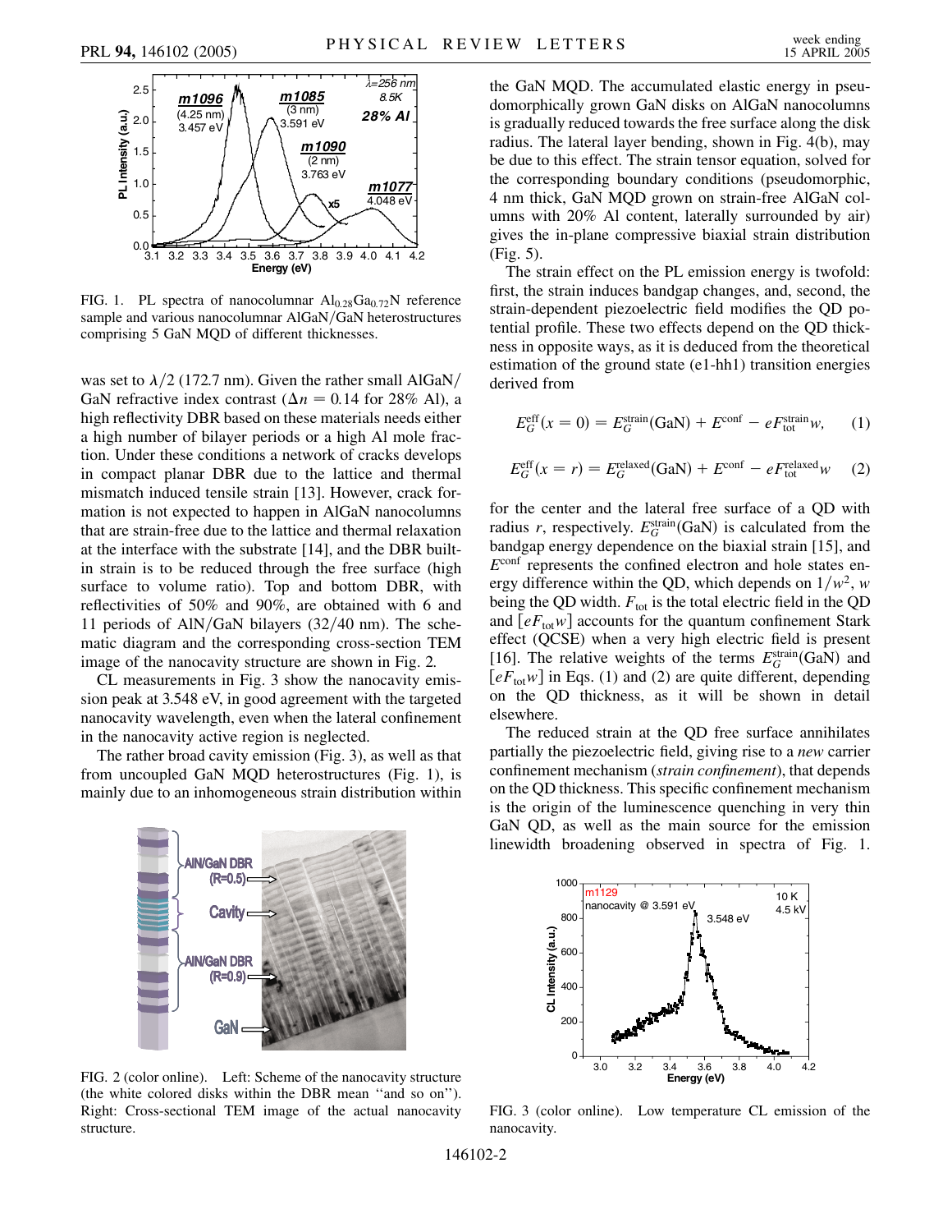FIG. 1. PL spectra of nanocolumnar $Al_{0.28}Ga_{0.72}N$ reference sample and various nanocolumnar AlGaN/GaN heterostructures comprising 5 GaN MQD of different thicknesses.

was set to $\lambda/2$ (172.7 nm). Given the rather small AlGaN/GaN refractive index contrast ($\Delta n = 0.14$ for 28% Al), a high reflectivity DBR based on these materials needs either a high number of bilayer periods or a high Al mole fraction. Under these conditions a network of cracks develops in compact planar DBR due to the lattice and thermal mismatch induced tensile strain [13]. However, crack formation is not expected to happen in AlGaN nanocolumns that are strain-free due to the lattice and thermal relaxation at the interface with the substrate [14], and the DBR built-in strain is to be reduced through the free surface (high surface to volume ratio). Top and bottom DBR, with reflectivities of 50% and 90%, are obtained with 6 and 11 periods of AlN/GaN bilayers (32/40 nm). The schematic diagram and the corresponding cross-section TEM image of the nanocavity structure are shown in Fig. 2.

CL measurements in Fig. 3 show the nanocavity emission peak at 3.548 eV, in good agreement with the targeted nanocavity wavelength, even when the lateral confinement in the nanocavity active region is neglected.

The rather broad cavity emission (Fig. 3), as well as that from uncoupled GaN MQD heterostructures (Fig. 1), is mainly due to an inhomogeneous strain distribution within the GaN MQD. The accumulated elastic energy in pseudomorphically grown GaN disks on AlGaN nanocolumns is gradually reduced towards the free surface along the disk radius. The lateral layer bending, shown in Fig. 4(b), may be due to this effect. The strain tensor equation, solved for the corresponding boundary conditions (pseudomorphic, 4 nm thick, GaN MQD grown on strain-free AlGaN columns with 20% Al content, laterally surrounded by air) gives the in-plane compressive biaxial strain distribution (Fig. 5).

The strain effect on the PL emission energy is twofold: first, the strain induces bandgap changes, and, second, the strain-dependent piezoelectric field modifies the QD potential profile. These two effects depend on the QD thickness in opposite ways, as it is deduced from the theoretical estimation of the ground state (e1-hh1) transition energies derived from

$$E_G^{\text{eff}}(x=0) = E_G^{\text{strain}}(\text{GaN}) + E^{\text{conf}} - eF_{\text{tot}}^{\text{strain}} w, \quad (1)$$

$$E_G^{\text{eff}}(x=r) = E_G^{\text{relaxed}}(\text{GaN}) + E^{\text{conf}} - eF_{\text{tot}}^{\text{relaxed}} w \quad (2)$$

for the center and the lateral free surface of a QD with radius $r$, respectively. $E_G^{\text{strain}}(\text{GaN})$ is calculated from the bandgap energy dependence on the biaxial strain [15], and $E^{\text{conf}}$ represents the confined electron and hole states energy difference within the QD, which depends on $1/w^2$, $w$ being the QD width. $F_{\text{tot}}$ is the total electric field in the QD and $[eF_{\text{tot}}w]$ accounts for the quantum confinement Stark effect (QCSE) when a very high electric field is present [16]. The relative weights of the terms $E_G^{\text{strain}}(\text{GaN})$ and $[eF_{\text{tot}}w]$ in Eqs. (1) and (2) are quite different, depending on the QD thickness, as it will be shown in detail elsewhere.

The reduced strain at the QD free surface annihilates partially the piezoelectric field, giving rise to a *new* carrier confinement mechanism (*strain confinement*), that depends on the QD thickness. This specific confinement mechanism is the origin of the luminescence quenching in very thin GaN QD, as well as the main source for the emission linewidth broadening observed in spectra of Fig. 1.

FIG. 2 (color online). Left: Scheme of the nanocavity structure (the white colored disks within the DBR mean "and so on"). Right: Cross-sectional TEM image of the actual nanocavity structure.

FIG. 3 (color online). Low temperature CL emission of the nanocavity.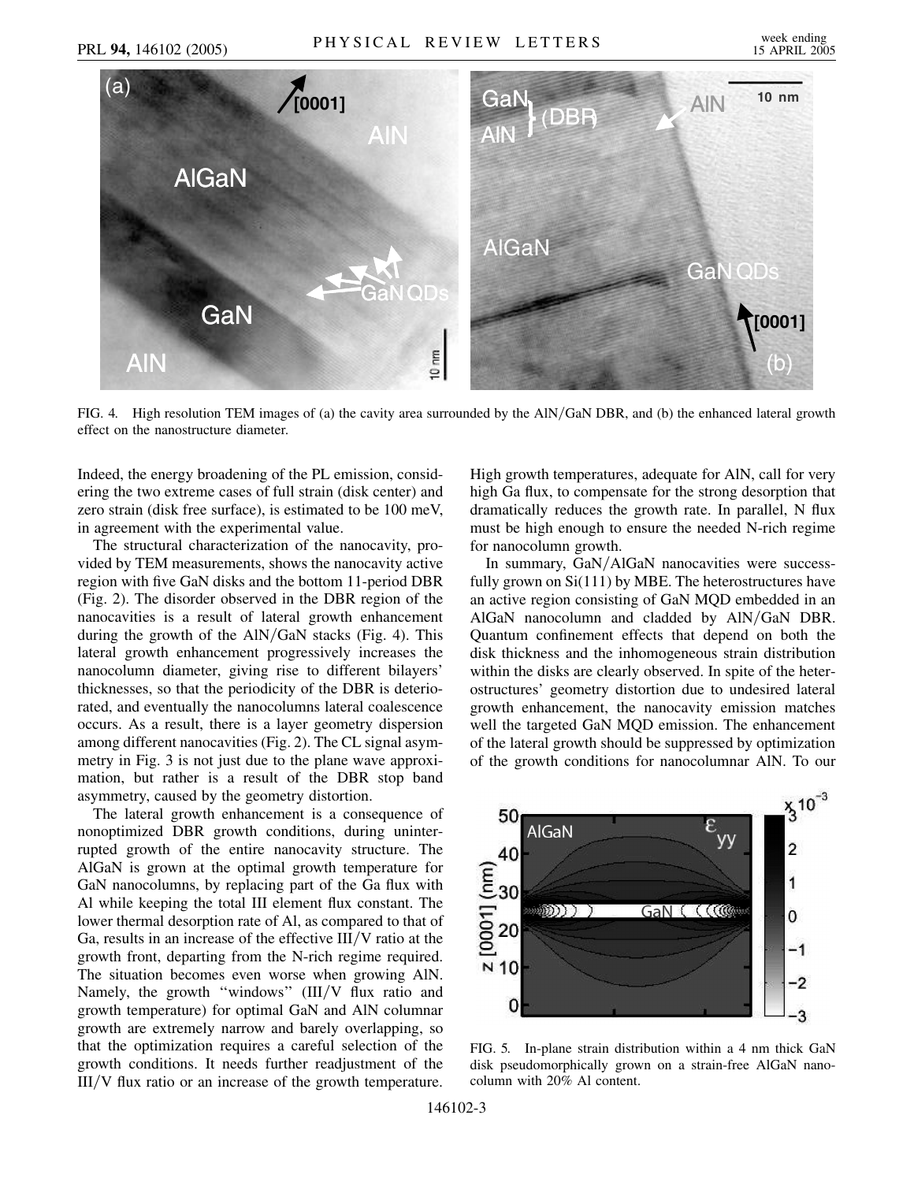FIG. 4. High resolution TEM images of (a) the cavity area surrounded by the AlN/GaN DBR, and (b) the enhanced lateral growth effect on the nanostructure diameter.

Indeed, the energy broadening of the PL emission, considering the two extreme cases of full strain (disk center) and zero strain (disk free surface), is estimated to be 100 meV, in agreement with the experimental value.

The structural characterization of the nanocavity, provided by TEM measurements, shows the nanocavity active region with five GaN disks and the bottom 11-period DBR (Fig. 2). The disorder observed in the DBR region of the nanocavities is a result of lateral growth enhancement during the growth of the AlN/GaN stacks (Fig. 4). This lateral growth enhancement progressively increases the nanocolumn diameter, giving rise to different bilayers' thicknesses, so that the periodicity of the DBR is deteriorated, and eventually the nanocolumns lateral coalescence occurs. As a result, there is a layer geometry dispersion among different nanocavities (Fig. 2). The CL signal asymmetry in Fig. 3 is not just due to the plane wave approximation, but rather is a result of the DBR stop band asymmetry, caused by the geometry distortion.

The lateral growth enhancement is a consequence of nonoptimized DBR growth conditions, during uninterrupted growth of the entire nanocavity structure. The AlGaN is grown at the optimal growth temperature for GaN nanocolumns, by replacing part of the Ga flux with Al while keeping the total III element flux constant. The lower thermal desorption rate of Al, as compared to that of Ga, results in an increase of the effective III/V ratio at the growth front, departing from the N-rich regime required. The situation becomes even worse when growing AlN. Namely, the growth "windows" (III/V flux ratio and growth temperature) for optimal GaN and AlN columnar growth are extremely narrow and barely overlapping, so that the optimization requires a careful selection of the growth conditions. It needs further readjustment of the III/V flux ratio or an increase of the growth temperature. High growth temperatures, adequate for AlN, call for very high Ga flux, to compensate for the strong desorption that dramatically reduces the growth rate. In parallel, N flux must be high enough to ensure the needed N-rich regime for nanocolumn growth.

In summary, GaN/AlGaN nanocavities were successfully grown on Si(111) by MBE. The heterostructures have an active region consisting of GaN MQD embedded in an AlGaN nanocolumn and cladded by AlN/GaN DBR. Quantum confinement effects that depend on both the disk thickness and the inhomogeneous strain distribution within the disks are clearly observed. In spite of the heterostructures' geometry distortion due to undesired lateral growth enhancement, the nanocavity emission matches well the targeted GaN MQD emission. The enhancement of the lateral growth should be suppressed by optimization of the growth conditions for nanocolumnar AlN. To our

FIG. 5. In-plane strain distribution within a 4 nm thick GaN disk pseudomorphically grown on a strain-free AlGaN nanocolumn with 20% Al content.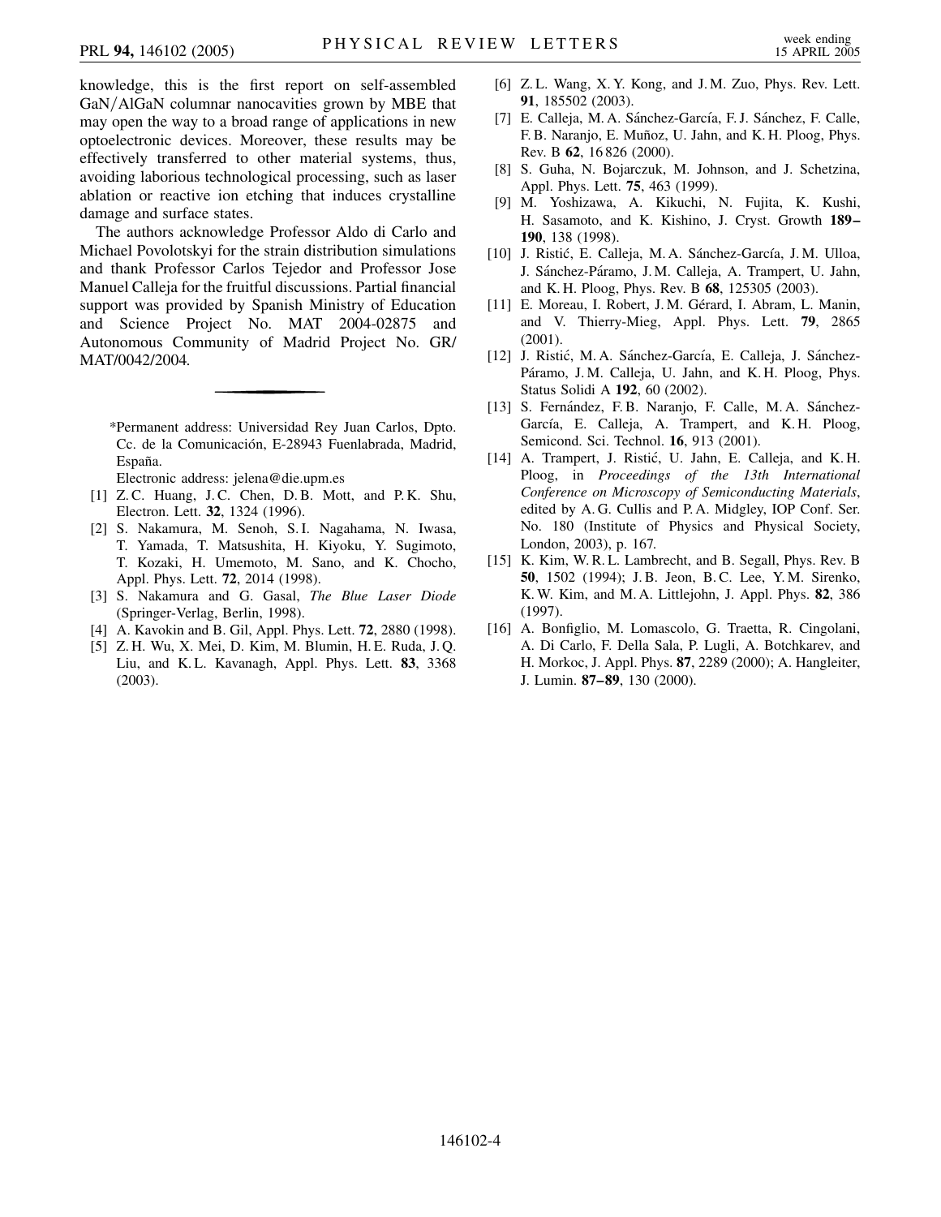knowledge, this is the first report on self-assembled GaN/AlGaN columnar nanocavities grown by MBE that may open the way to a broad range of applications in new optoelectronic devices. Moreover, these results may be effectively transferred to other material systems, thus, avoiding laborious technological processing, such as laser ablation or reactive ion etching that induces crystalline damage and surface states.

The authors acknowledge Professor Aldo di Carlo and Michael Povolotskyi for the strain distribution simulations and thank Professor Carlos Tejedor and Professor Jose Manuel Calleja for the fruitful discussions. Partial financial support was provided by Spanish Ministry of Education and Science Project No. MAT 2004-02875 and Autonomous Community of Madrid Project No. GR/MAT/0042/2004.

*Permanent address: Universidad Rey Juan Carlos, Dpto. Cc. de la Comunicación, E-28943 Fuenlabrada, Madrid, España.
Electronic address: jelena@die.upm.es

[1] Z. C. Huang, J. C. Chen, D. B. Mott, and P. K. Shu, Electron. Lett. **32**, 1324 (1996).

[2] S. Nakamura, M. Senoh, S. I. Nagahama, N. Iwasa, T. Yamada, T. Matsushita, H. Kiyoku, Y. Sugimoto, T. Kozaki, H. Umemoto, M. Sano, and K. Chocho, Appl. Phys. Lett. **72**, 2014 (1998).

[3] S. Nakamura and G. Gasal, *The Blue Laser Diode* (Springer-Verlag, Berlin, 1998).

[4] A. Kavokin and B. Gil, Appl. Phys. Lett. **72**, 2880 (1998).

[5] Z. H. Wu, X. Mei, D. Kim, M. Blumin, H. E. Ruda, J. Q. Liu, and K. L. Kavanagh, Appl. Phys. Lett. **83**, 3368 (2003).

[6] Z. L. Wang, X. Y. Kong, and J. M. Zuo, Phys. Rev. Lett. **91**, 185502 (2003).

[7] E. Calleja, M. A. Sánchez-García, F. J. Sánchez, F. Calle, F. B. Naranjo, E. Muñoz, U. Jahn, and K. H. Ploog, Phys. Rev. B **62**, 16 826 (2000).

[8] S. Guha, N. Bojarczuk, M. Johnson, and J. Schetzina, Appl. Phys. Lett. **75**, 463 (1999).

[9] M. Yoshizawa, A. Kikuchi, N. Fujita, K. Kushi, H. Sasamoto, and K. Kishino, J. Cryst. Growth **189–190**, 138 (1998).

[10] J. Ristić, E. Calleja, M. A. Sánchez-García, J. M. Ulloa, J. Sánchez-Páramo, J. M. Calleja, A. Trampert, U. Jahn, and K. H. Ploog, Phys. Rev. B **68**, 125305 (2003).

[11] E. Moreau, I. Robert, J. M. Gérard, I. Abram, L. Manin, and V. Thierry-Mieg, Appl. Phys. Lett. **79**, 2865 (2001).

[12] J. Ristić, M. A. Sánchez-García, E. Calleja, J. Sánchez-Páramo, J. M. Calleja, U. Jahn, and K. H. Ploog, Phys. Status Solidi A **192**, 60 (2002).

[13] S. Fernández, F. B. Naranjo, F. Calle, M. A. Sánchez-García, E. Calleja, A. Trampert, and K. H. Ploog, Semicond. Sci. Technol. **16**, 913 (2001).

[14] A. Trampert, J. Ristić, U. Jahn, E. Calleja, and K. H. Ploog, in *Proceedings of the 13th International Conference on Microscopy of Semiconducting Materials*, edited by A. G. Cullis and P. A. Midgley, IOP Conf. Ser. No. 180 (Institute of Physics and Physical Society, London, 2003), p. 167.

[15] K. Kim, W. R. L. Lambrecht, and B. Segall, Phys. Rev. B **50**, 1502 (1994); J. B. Jeon, B. C. Lee, Y. M. Sirenko, K. W. Kim, and M. A. Littlejohn, J. Appl. Phys. **82**, 386 (1997).

[16] A. Bonfiglio, M. Lomascolo, G. Traetta, R. Cingolani, A. Di Carlo, F. Della Sala, P. Lugli, A. Botchkarev, and H. Morkoc, J. Appl. Phys. **87**, 2289 (2000); A. Hangleiter, J. Lumin. **87–89**, 130 (2000).